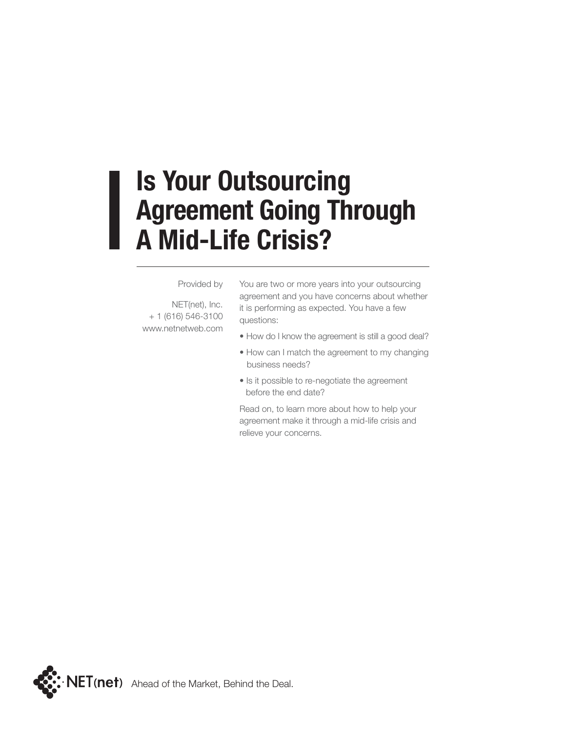# Is Your Outsourcing Agreement Going Through A Mid-Life Crisis?

Provided by

NET(net), Inc.
+ 1 (616) 546-3100
www.netnetweb.com

You are two or more years into your outsourcing agreement and you have concerns about whether it is performing as expected. You have a few questions:

- How do I know the agreement is still a good deal?
- How can I match the agreement to my changing business needs?
- Is it possible to re-negotiate the agreement before the end date?

Read on, to learn more about how to help your agreement make it through a mid-life crisis and relieve your concerns.

NET(net) Ahead of the Market, Behind the Deal.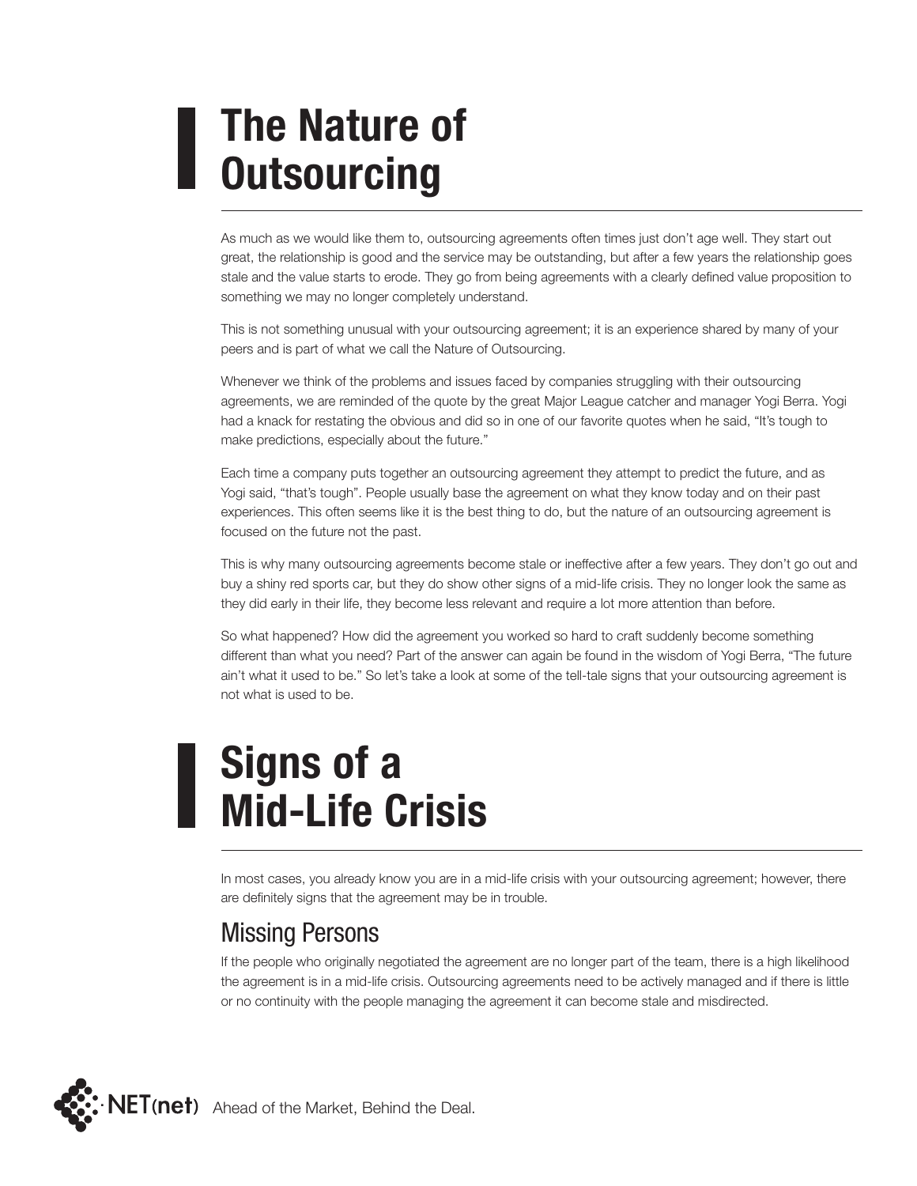# The Nature of Outsourcing

As much as we would like them to, outsourcing agreements often times just don't age well. They start out great, the relationship is good and the service may be outstanding, but after a few years the relationship goes stale and the value starts to erode. They go from being agreements with a clearly defined value proposition to something we may no longer completely understand.

This is not something unusual with your outsourcing agreement; it is an experience shared by many of your peers and is part of what we call the Nature of Outsourcing.

Whenever we think of the problems and issues faced by companies struggling with their outsourcing agreements, we are reminded of the quote by the great Major League catcher and manager Yogi Berra. Yogi had a knack for restating the obvious and did so in one of our favorite quotes when he said, "It's tough to make predictions, especially about the future."

Each time a company puts together an outsourcing agreement they attempt to predict the future, and as Yogi said, "that's tough". People usually base the agreement on what they know today and on their past experiences. This often seems like it is the best thing to do, but the nature of an outsourcing agreement is focused on the future not the past.

This is why many outsourcing agreements become stale or ineffective after a few years. They don't go out and buy a shiny red sports car, but they do show other signs of a mid-life crisis. They no longer look the same as they did early in their life, they become less relevant and require a lot more attention than before.

So what happened? How did the agreement you worked so hard to craft suddenly become something different than what you need? Part of the answer can again be found in the wisdom of Yogi Berra, "The future ain't what it used to be." So let's take a look at some of the tell-tale signs that your outsourcing agreement is not what is used to be.

# Signs of a Mid-Life Crisis

In most cases, you already know you are in a mid-life crisis with your outsourcing agreement; however, there are definitely signs that the agreement may be in trouble.

## Missing Persons

If the people who originally negotiated the agreement are no longer part of the team, there is a high likelihood the agreement is in a mid-life crisis. Outsourcing agreements need to be actively managed and if there is little or no continuity with the people managing the agreement it can become stale and misdirected.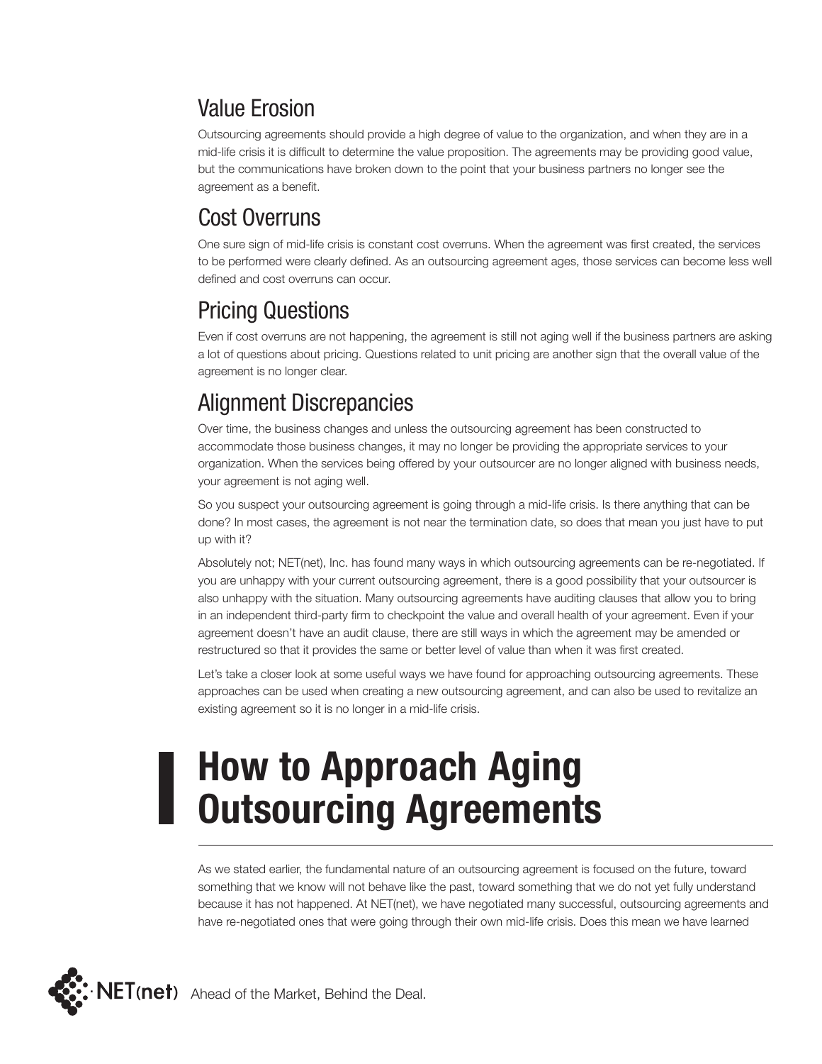## Value Erosion

Outsourcing agreements should provide a high degree of value to the organization, and when they are in a mid-life crisis it is difficult to determine the value proposition. The agreements may be providing good value, but the communications have broken down to the point that your business partners no longer see the agreement as a benefit.

## Cost Overruns

One sure sign of mid-life crisis is constant cost overruns. When the agreement was first created, the services to be performed were clearly defined. As an outsourcing agreement ages, those services can become less well defined and cost overruns can occur.

## Pricing Questions

Even if cost overruns are not happening, the agreement is still not aging well if the business partners are asking a lot of questions about pricing. Questions related to unit pricing are another sign that the overall value of the agreement is no longer clear.

## Alignment Discrepancies

Over time, the business changes and unless the outsourcing agreement has been constructed to accommodate those business changes, it may no longer be providing the appropriate services to your organization. When the services being offered by your outsourcer are no longer aligned with business needs, your agreement is not aging well.

So you suspect your outsourcing agreement is going through a mid-life crisis. Is there anything that can be done? In most cases, the agreement is not near the termination date, so does that mean you just have to put up with it?

Absolutely not; NET(net), Inc. has found many ways in which outsourcing agreements can be re-negotiated. If you are unhappy with your current outsourcing agreement, there is a good possibility that your outsourcer is also unhappy with the situation. Many outsourcing agreements have auditing clauses that allow you to bring in an independent third-party firm to checkpoint the value and overall health of your agreement. Even if your agreement doesn't have an audit clause, there are still ways in which the agreement may be amended or restructured so that it provides the same or better level of value than when it was first created.

Let's take a closer look at some useful ways we have found for approaching outsourcing agreements. These approaches can be used when creating a new outsourcing agreement, and can also be used to revitalize an existing agreement so it is no longer in a mid-life crisis.

# How to Approach Aging Outsourcing Agreements

As we stated earlier, the fundamental nature of an outsourcing agreement is focused on the future, toward something that we know will not behave like the past, toward something that we do not yet fully understand because it has not happened. At NET(net), we have negotiated many successful, outsourcing agreements and have re-negotiated ones that were going through their own mid-life crisis. Does this mean we have learned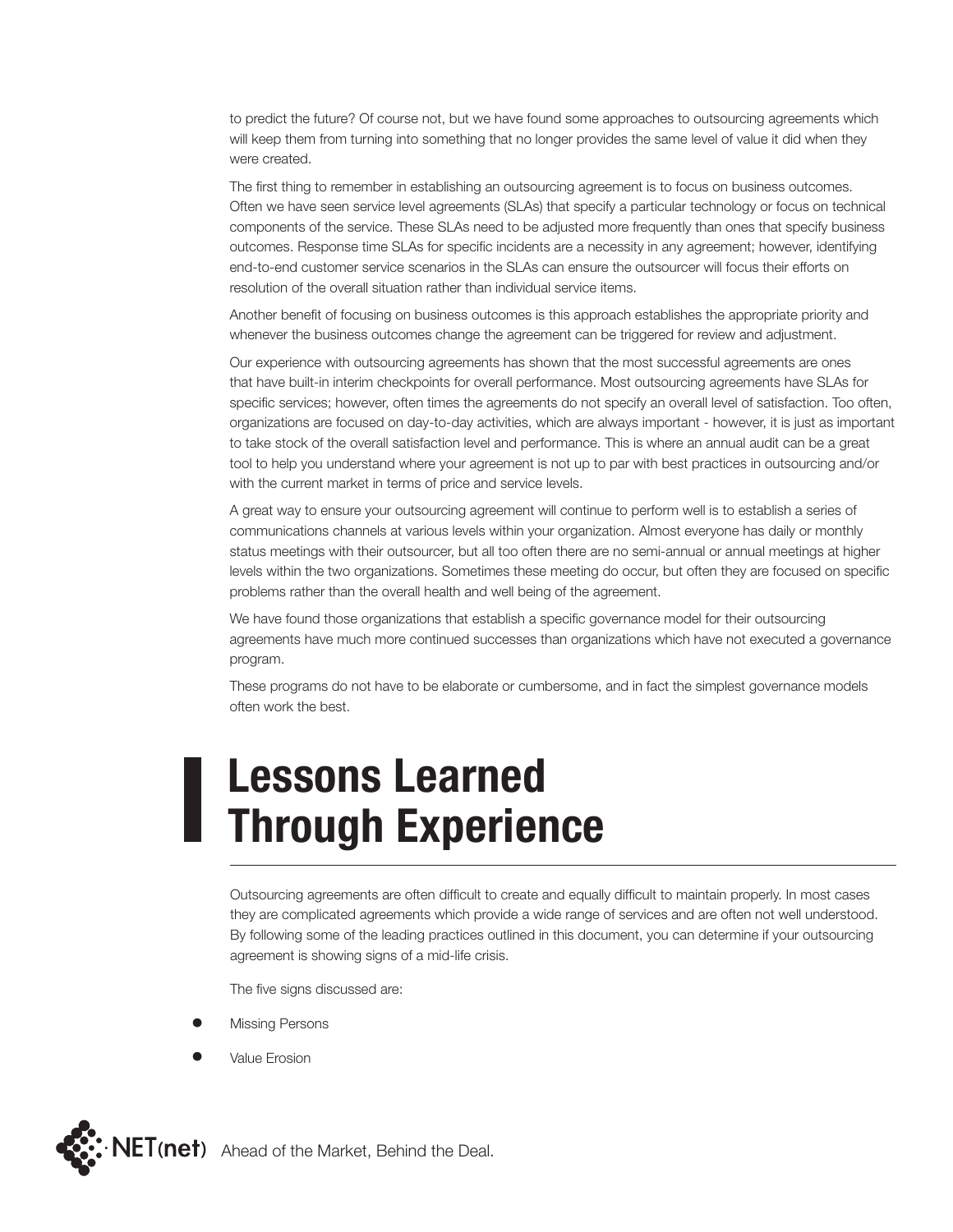to predict the future? Of course not, but we have found some approaches to outsourcing agreements which will keep them from turning into something that no longer provides the same level of value it did when they were created.

The first thing to remember in establishing an outsourcing agreement is to focus on business outcomes. Often we have seen service level agreements (SLAs) that specify a particular technology or focus on technical components of the service. These SLAs need to be adjusted more frequently than ones that specify business outcomes. Response time SLAs for specific incidents are a necessity in any agreement; however, identifying end-to-end customer service scenarios in the SLAs can ensure the outsourcer will focus their efforts on resolution of the overall situation rather than individual service items.

Another benefit of focusing on business outcomes is this approach establishes the appropriate priority and whenever the business outcomes change the agreement can be triggered for review and adjustment.

Our experience with outsourcing agreements has shown that the most successful agreements are ones that have built-in interim checkpoints for overall performance. Most outsourcing agreements have SLAs for specific services; however, often times the agreements do not specify an overall level of satisfaction. Too often, organizations are focused on day-to-day activities, which are always important - however, it is just as important to take stock of the overall satisfaction level and performance. This is where an annual audit can be a great tool to help you understand where your agreement is not up to par with best practices in outsourcing and/or with the current market in terms of price and service levels.

A great way to ensure your outsourcing agreement will continue to perform well is to establish a series of communications channels at various levels within your organization. Almost everyone has daily or monthly status meetings with their outsourcer, but all too often there are no semi-annual or annual meetings at higher levels within the two organizations. Sometimes these meeting do occur, but often they are focused on specific problems rather than the overall health and well being of the agreement.

We have found those organizations that establish a specific governance model for their outsourcing agreements have much more continued successes than organizations which have not executed a governance program.

These programs do not have to be elaborate or cumbersome, and in fact the simplest governance models often work the best.

# Lessons Learned Through Experience

Outsourcing agreements are often difficult to create and equally difficult to maintain properly. In most cases they are complicated agreements which provide a wide range of services and are often not well understood. By following some of the leading practices outlined in this document, you can determine if your outsourcing agreement is showing signs of a mid-life crisis.

The five signs discussed are:

- Missing Persons
- Value Erosion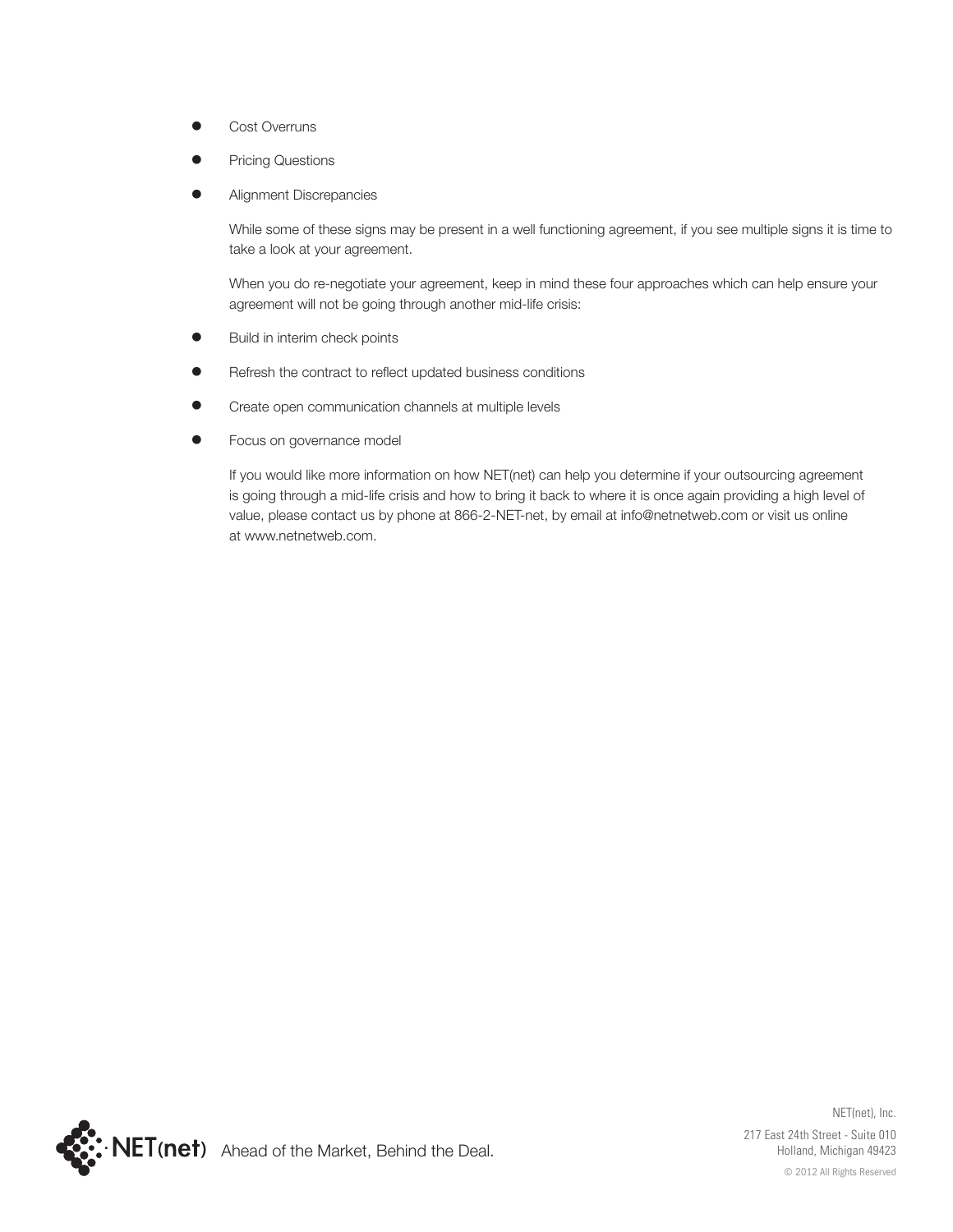- Cost Overruns
- Pricing Questions
- Alignment Discrepancies

While some of these signs may be present in a well functioning agreement, if you see multiple signs it is time to take a look at your agreement.

When you do re-negotiate your agreement, keep in mind these four approaches which can help ensure your agreement will not be going through another mid-life crisis:

- Build in interim check points
- Refresh the contract to reflect updated business conditions
- Create open communication channels at multiple levels
- Focus on governance model

If you would like more information on how NET(net) can help you determine if your outsourcing agreement is going through a mid-life crisis and how to bring it back to where it is once again providing a high level of value, please contact us by phone at 866-2-NET-net, by email at info@netnetweb.com or visit us online at www.netnetweb.com.

NET(net) Ahead of the Market, Behind the Deal.

NET(net), Inc.
217 East 24th Street - Suite 010
Holland, Michigan 49423

© 2012 All Rights Reserved